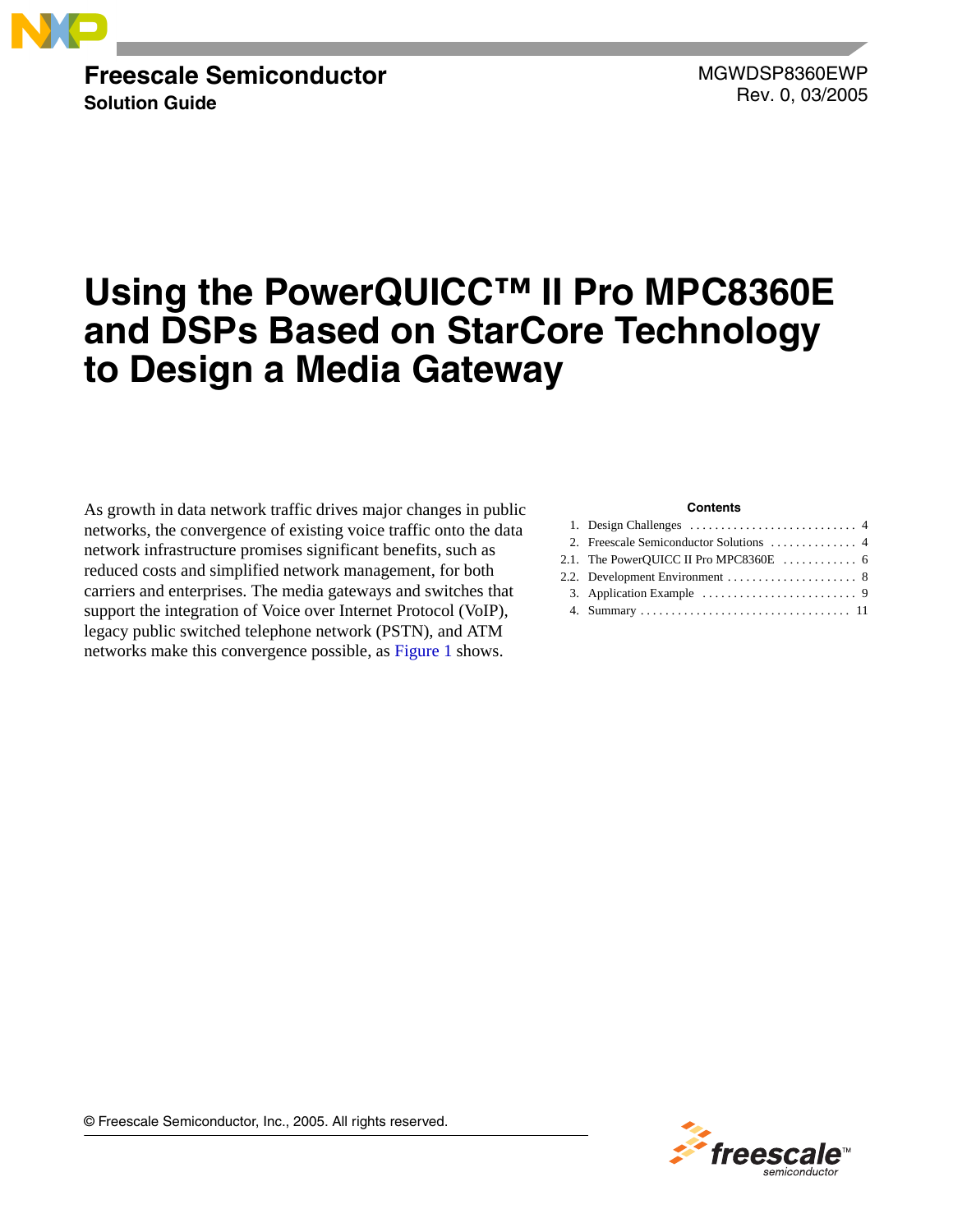Freescale Semiconductor
**Solution Guide**

MGWDSP8360EWP
Rev. 0, 03/2005

# Using the PowerQUICC™ II Pro MPC8360E and DSPs Based on StarCore Technology to Design a Media Gateway

As growth in data network traffic drives major changes in public networks, the convergence of existing voice traffic onto the data network infrastructure promises significant benefits, such as reduced costs and simplified network management, for both carriers and enterprises. The media gateways and switches that support the integration of Voice over Internet Protocol (VoIP), legacy public switched telephone network (PSTN), and ATM networks make this convergence possible, as Figure 1 shows.

**Contents**

| | | |
|---|---|---|
| 1. | Design Challenges | 4 |
| 2. | Freescale Semiconductor Solutions | 4 |
| 2.1. | The PowerQUICC II Pro MPC8360E | 6 |
| 2.2. | Development Environment | 8 |
| 3. | Application Example | 9 |
| 4. | Summary | 11 |

© Freescale Semiconductor, Inc., 2005. All rights reserved.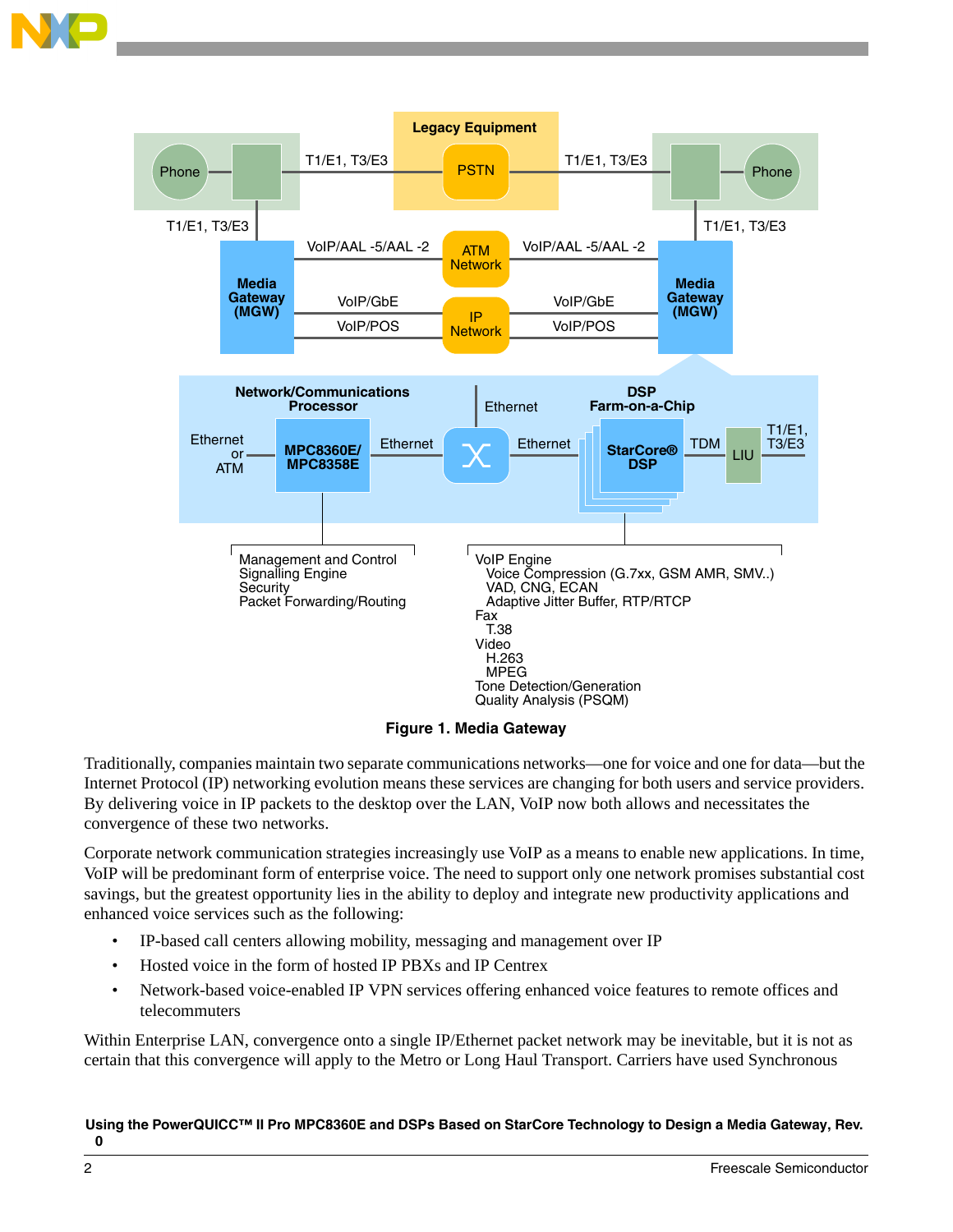Figure 1. Media Gateway

Traditionally, companies maintain two separate communications networks—one for voice and one for data—but the Internet Protocol (IP) networking evolution means these services are changing for both users and service providers. By delivering voice in IP packets to the desktop over the LAN, VoIP now both allows and necessitates the convergence of these two networks.

Corporate network communication strategies increasingly use VoIP as a means to enable new applications. In time, VoIP will be predominant form of enterprise voice. The need to support only one network promises substantial cost savings, but the greatest opportunity lies in the ability to deploy and integrate new productivity applications and enhanced voice services such as the following:

- IP-based call centers allowing mobility, messaging and management over IP
- Hosted voice in the form of hosted IP PBXs and IP Centrex
- Network-based voice-enabled IP VPN services offering enhanced voice features to remote offices and telecommuters

Within Enterprise LAN, convergence onto a single IP/Ethernet packet network may be inevitable, but it is not as certain that this convergence will apply to the Metro or Long Haul Transport. Carriers have used Synchronous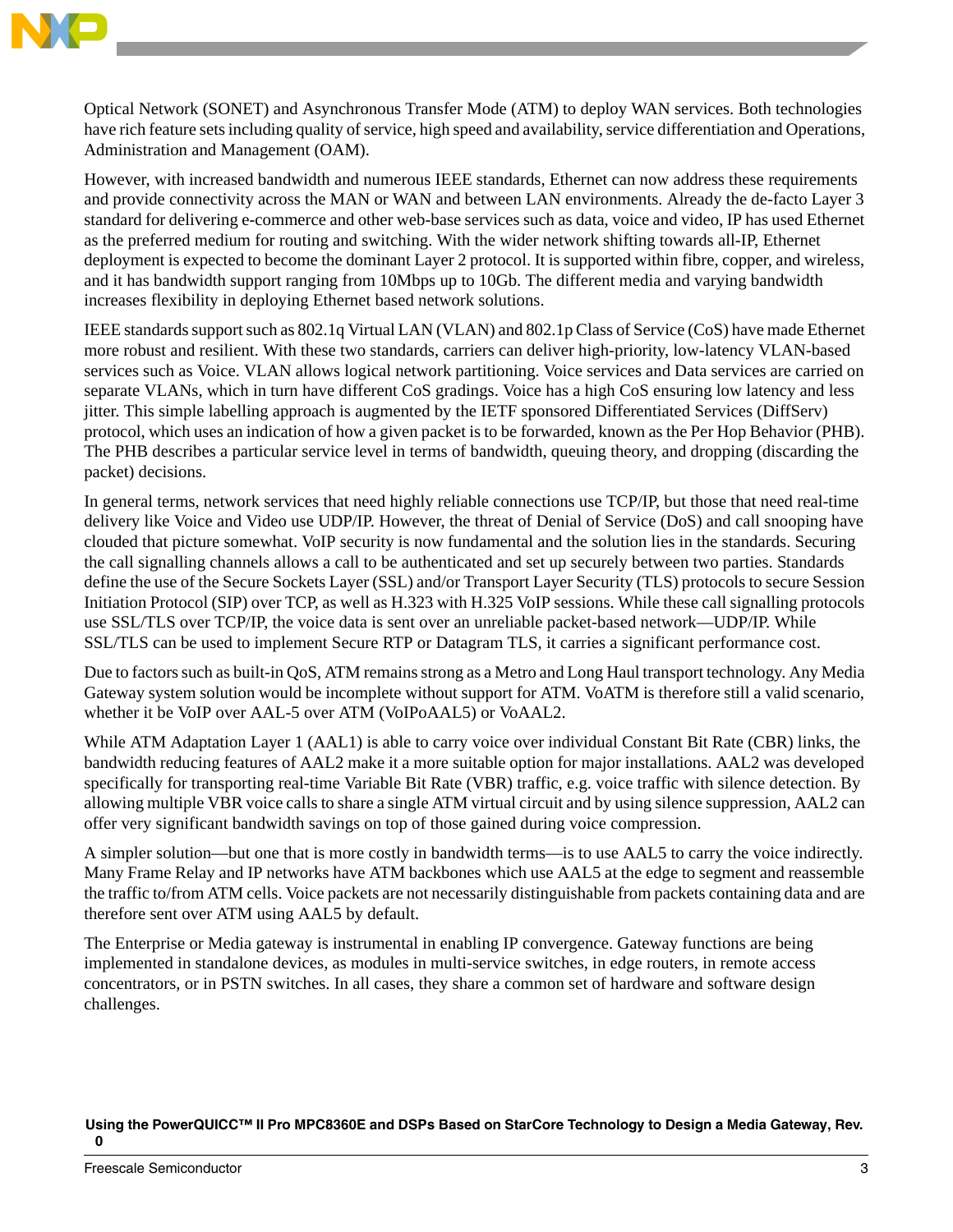Optical Network (SONET) and Asynchronous Transfer Mode (ATM) to deploy WAN services. Both technologies have rich feature sets including quality of service, high speed and availability, service differentiation and Operations, Administration and Management (OAM).

However, with increased bandwidth and numerous IEEE standards, Ethernet can now address these requirements and provide connectivity across the MAN or WAN and between LAN environments. Already the de-facto Layer 3 standard for delivering e-commerce and other web-base services such as data, voice and video, IP has used Ethernet as the preferred medium for routing and switching. With the wider network shifting towards all-IP, Ethernet deployment is expected to become the dominant Layer 2 protocol. It is supported within fibre, copper, and wireless, and it has bandwidth support ranging from 10Mbps up to 10Gb. The different media and varying bandwidth increases flexibility in deploying Ethernet based network solutions.

IEEE standards support such as 802.1q Virtual LAN (VLAN) and 802.1p Class of Service (CoS) have made Ethernet more robust and resilient. With these two standards, carriers can deliver high-priority, low-latency VLAN-based services such as Voice. VLAN allows logical network partitioning. Voice services and Data services are carried on separate VLANs, which in turn have different CoS gradings. Voice has a high CoS ensuring low latency and less jitter. This simple labelling approach is augmented by the IETF sponsored Differentiated Services (DiffServ) protocol, which uses an indication of how a given packet is to be forwarded, known as the Per Hop Behavior (PHB). The PHB describes a particular service level in terms of bandwidth, queuing theory, and dropping (discarding the packet) decisions.

In general terms, network services that need highly reliable connections use TCP/IP, but those that need real-time delivery like Voice and Video use UDP/IP. However, the threat of Denial of Service (DoS) and call snooping have clouded that picture somewhat. VoIP security is now fundamental and the solution lies in the standards. Securing the call signalling channels allows a call to be authenticated and set up securely between two parties. Standards define the use of the Secure Sockets Layer (SSL) and/or Transport Layer Security (TLS) protocols to secure Session Initiation Protocol (SIP) over TCP, as well as H.323 with H.325 VoIP sessions. While these call signalling protocols use SSL/TLS over TCP/IP, the voice data is sent over an unreliable packet-based network—UDP/IP. While SSL/TLS can be used to implement Secure RTP or Datagram TLS, it carries a significant performance cost.

Due to factors such as built-in QoS, ATM remains strong as a Metro and Long Haul transport technology. Any Media Gateway system solution would be incomplete without support for ATM. VoATM is therefore still a valid scenario, whether it be VoIP over AAL-5 over ATM (VoIPoAAL5) or VoAAL2.

While ATM Adaptation Layer 1 (AAL1) is able to carry voice over individual Constant Bit Rate (CBR) links, the bandwidth reducing features of AAL2 make it a more suitable option for major installations. AAL2 was developed specifically for transporting real-time Variable Bit Rate (VBR) traffic, e.g. voice traffic with silence detection. By allowing multiple VBR voice calls to share a single ATM virtual circuit and by using silence suppression, AAL2 can offer very significant bandwidth savings on top of those gained during voice compression.

A simpler solution—but one that is more costly in bandwidth terms—is to use AAL5 to carry the voice indirectly. Many Frame Relay and IP networks have ATM backbones which use AAL5 at the edge to segment and reassemble the traffic to/from ATM cells. Voice packets are not necessarily distinguishable from packets containing data and are therefore sent over ATM using AAL5 by default.

The Enterprise or Media gateway is instrumental in enabling IP convergence. Gateway functions are being implemented in standalone devices, as modules in multi-service switches, in edge routers, in remote access concentrators, or in PSTN switches. In all cases, they share a common set of hardware and software design challenges.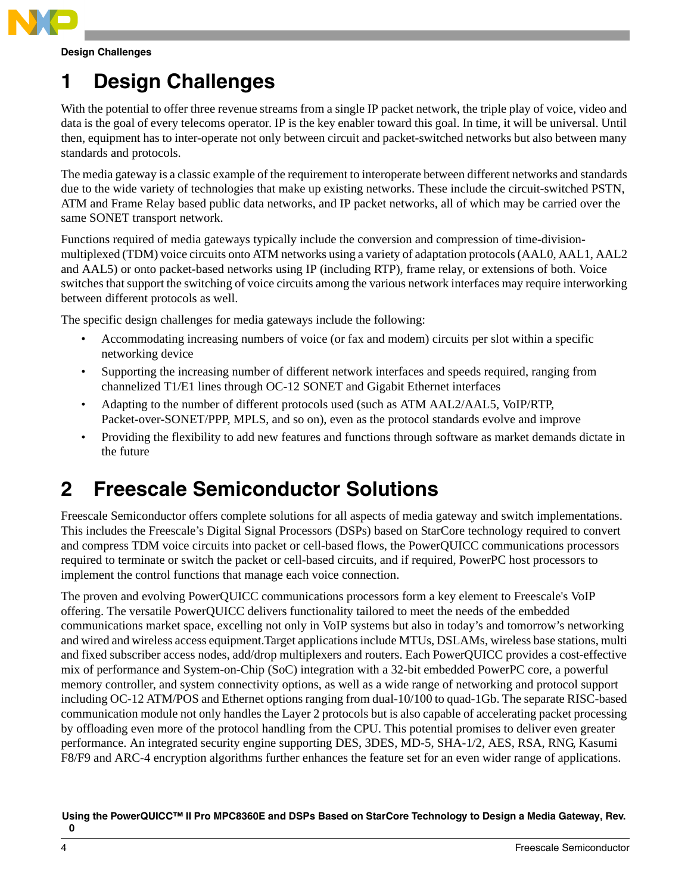# 1 Design Challenges

With the potential to offer three revenue streams from a single IP packet network, the triple play of voice, video and data is the goal of every telecoms operator. IP is the key enabler toward this goal. In time, it will be universal. Until then, equipment has to inter-operate not only between circuit and packet-switched networks but also between many standards and protocols.

The media gateway is a classic example of the requirement to interoperate between different networks and standards due to the wide variety of technologies that make up existing networks. These include the circuit-switched PSTN, ATM and Frame Relay based public data networks, and IP packet networks, all of which may be carried over the same SONET transport network.

Functions required of media gateways typically include the conversion and compression of time-division-multiplexed (TDM) voice circuits onto ATM networks using a variety of adaptation protocols (AAL0, AAL1, AAL2 and AAL5) or onto packet-based networks using IP (including RTP), frame relay, or extensions of both. Voice switches that support the switching of voice circuits among the various network interfaces may require interworking between different protocols as well.

The specific design challenges for media gateways include the following:

- Accommodating increasing numbers of voice (or fax and modem) circuits per slot within a specific networking device
- Supporting the increasing number of different network interfaces and speeds required, ranging from channelized T1/E1 lines through OC-12 SONET and Gigabit Ethernet interfaces
- Adapting to the number of different protocols used (such as ATM AAL2/AAL5, VoIP/RTP, Packet-over-SONET/PPP, MPLS, and so on), even as the protocol standards evolve and improve
- Providing the flexibility to add new features and functions through software as market demands dictate in the future

# 2 Freescale Semiconductor Solutions

Freescale Semiconductor offers complete solutions for all aspects of media gateway and switch implementations. This includes the Freescale's Digital Signal Processors (DSPs) based on StarCore technology required to convert and compress TDM voice circuits into packet or cell-based flows, the PowerQUICC communications processors required to terminate or switch the packet or cell-based circuits, and if required, PowerPC host processors to implement the control functions that manage each voice connection.

The proven and evolving PowerQUICC communications processors form a key element to Freescale's VoIP offering. The versatile PowerQUICC delivers functionality tailored to meet the needs of the embedded communications market space, excelling not only in VoIP systems but also in today's and tomorrow's networking and wired and wireless access equipment.Target applications include MTUs, DSLAMs, wireless base stations, multi and fixed subscriber access nodes, add/drop multiplexers and routers. Each PowerQUICC provides a cost-effective mix of performance and System-on-Chip (SoC) integration with a 32-bit embedded PowerPC core, a powerful memory controller, and system connectivity options, as well as a wide range of networking and protocol support including OC-12 ATM/POS and Ethernet options ranging from dual-10/100 to quad-1Gb. The separate RISC-based communication module not only handles the Layer 2 protocols but is also capable of accelerating packet processing by offloading even more of the protocol handling from the CPU. This potential promises to deliver even greater performance. An integrated security engine supporting DES, 3DES, MD-5, SHA-1/2, AES, RSA, RNG, Kasumi F8/F9 and ARC-4 encryption algorithms further enhances the feature set for an even wider range of applications.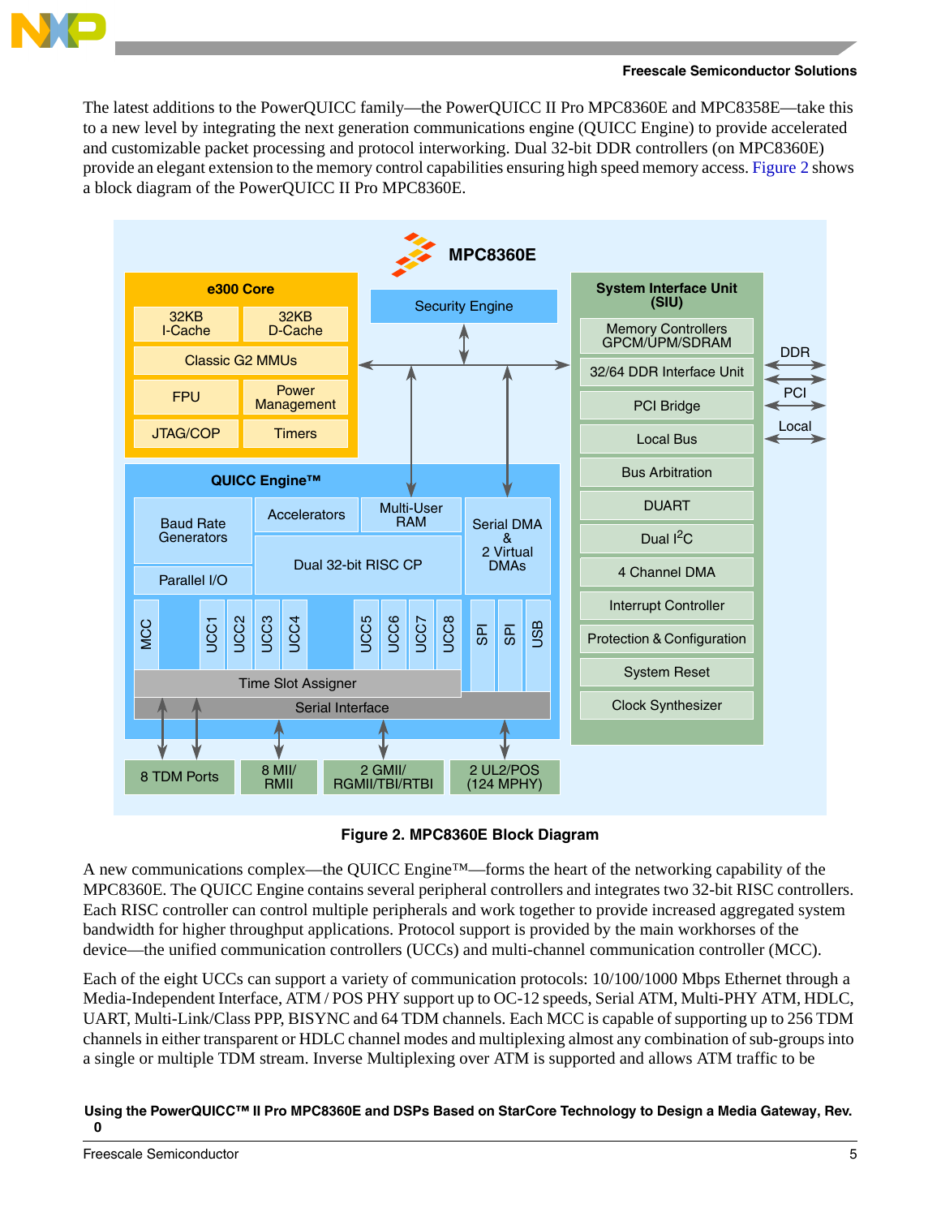The latest additions to the PowerQUICC family—the PowerQUICC II Pro MPC8360E and MPC8358E—take this to a new level by integrating the next generation communications engine (QUICC Engine) to provide accelerated and customizable packet processing and protocol interworking. Dual 32-bit DDR controllers (on MPC8360E) provide an elegant extension to the memory control capabilities ensuring high speed memory access. Figure 2 shows a block diagram of the PowerQUICC II Pro MPC8360E.

**Figure 2. MPC8360E Block Diagram**

A new communications complex—the QUICC Engine™—forms the heart of the networking capability of the MPC8360E. The QUICC Engine contains several peripheral controllers and integrates two 32-bit RISC controllers. Each RISC controller can control multiple peripherals and work together to provide increased aggregated system bandwidth for higher throughput applications. Protocol support is provided by the main workhorses of the device—the unified communication controllers (UCCs) and multi-channel communication controller (MCC).

Each of the eight UCCs can support a variety of communication protocols: 10/100/1000 Mbps Ethernet through a Media-Independent Interface, ATM / POS PHY support up to OC-12 speeds, Serial ATM, Multi-PHY ATM, HDLC, UART, Multi-Link/Class PPP, BISYNC and 64 TDM channels. Each MCC is capable of supporting up to 256 TDM channels in either transparent or HDLC channel modes and multiplexing almost any combination of sub-groups into a single or multiple TDM stream. Inverse Multiplexing over ATM is supported and allows ATM traffic to be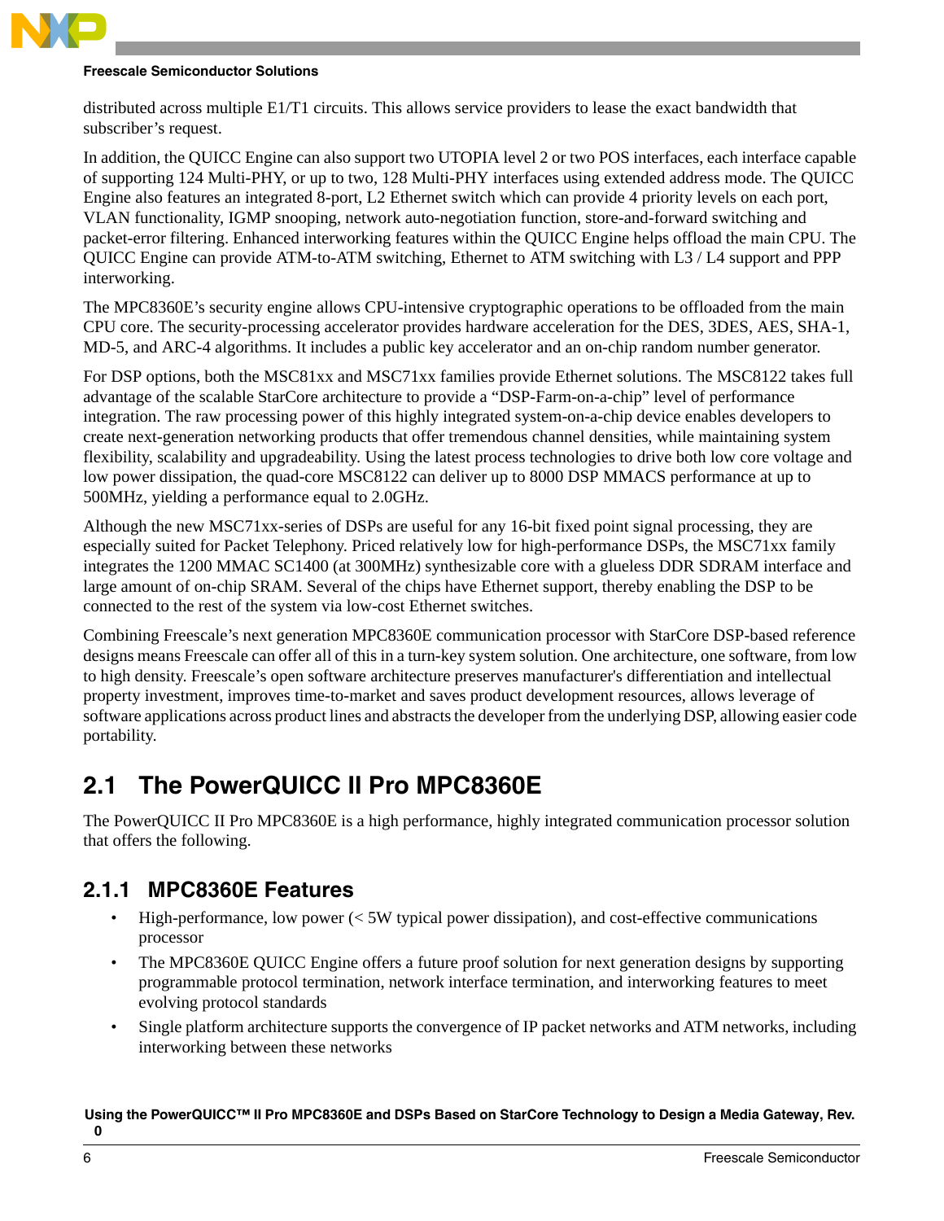distributed across multiple E1/T1 circuits. This allows service providers to lease the exact bandwidth that subscriber's request.

In addition, the QUICC Engine can also support two UTOPIA level 2 or two POS interfaces, each interface capable of supporting 124 Multi-PHY, or up to two, 128 Multi-PHY interfaces using extended address mode. The QUICC Engine also features an integrated 8-port, L2 Ethernet switch which can provide 4 priority levels on each port, VLAN functionality, IGMP snooping, network auto-negotiation function, store-and-forward switching and packet-error filtering. Enhanced interworking features within the QUICC Engine helps offload the main CPU. The QUICC Engine can provide ATM-to-ATM switching, Ethernet to ATM switching with L3 / L4 support and PPP interworking.

The MPC8360E's security engine allows CPU-intensive cryptographic operations to be offloaded from the main CPU core. The security-processing accelerator provides hardware acceleration for the DES, 3DES, AES, SHA-1, MD-5, and ARC-4 algorithms. It includes a public key accelerator and an on-chip random number generator.

For DSP options, both the MSC81xx and MSC71xx families provide Ethernet solutions. The MSC8122 takes full advantage of the scalable StarCore architecture to provide a "DSP-Farm-on-a-chip" level of performance integration. The raw processing power of this highly integrated system-on-a-chip device enables developers to create next-generation networking products that offer tremendous channel densities, while maintaining system flexibility, scalability and upgradeability. Using the latest process technologies to drive both low core voltage and low power dissipation, the quad-core MSC8122 can deliver up to 8000 DSP MMACS performance at up to 500MHz, yielding a performance equal to 2.0GHz.

Although the new MSC71xx-series of DSPs are useful for any 16-bit fixed point signal processing, they are especially suited for Packet Telephony. Priced relatively low for high-performance DSPs, the MSC71xx family integrates the 1200 MMAC SC1400 (at 300MHz) synthesizable core with a glueless DDR SDRAM interface and large amount of on-chip SRAM. Several of the chips have Ethernet support, thereby enabling the DSP to be connected to the rest of the system via low-cost Ethernet switches.

Combining Freescale's next generation MPC8360E communication processor with StarCore DSP-based reference designs means Freescale can offer all of this in a turn-key system solution. One architecture, one software, from low to high density. Freescale's open software architecture preserves manufacturer's differentiation and intellectual property investment, improves time-to-market and saves product development resources, allows leverage of software applications across product lines and abstracts the developer from the underlying DSP, allowing easier code portability.

## 2.1 The PowerQUICC II Pro MPC8360E

The PowerQUICC II Pro MPC8360E is a high performance, highly integrated communication processor solution that offers the following.

### 2.1.1 MPC8360E Features

- High-performance, low power (< 5W typical power dissipation), and cost-effective communications processor
- The MPC8360E QUICC Engine offers a future proof solution for next generation designs by supporting programmable protocol termination, network interface termination, and interworking features to meet evolving protocol standards
- Single platform architecture supports the convergence of IP packet networks and ATM networks, including interworking between these networks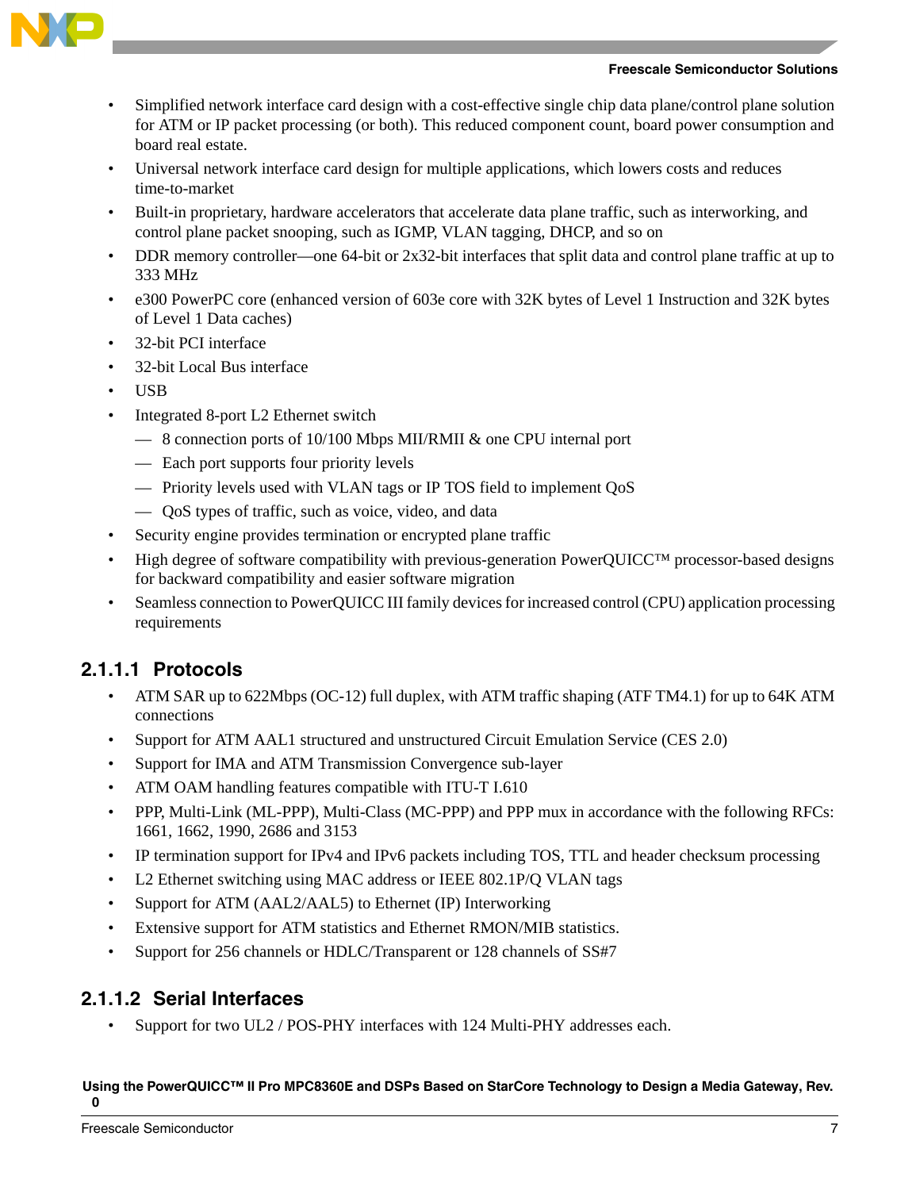- Simplified network interface card design with a cost-effective single chip data plane/control plane solution for ATM or IP packet processing (or both). This reduced component count, board power consumption and board real estate.
- Universal network interface card design for multiple applications, which lowers costs and reduces time-to-market
- Built-in proprietary, hardware accelerators that accelerate data plane traffic, such as interworking, and control plane packet snooping, such as IGMP, VLAN tagging, DHCP, and so on
- DDR memory controller—one 64-bit or 2x32-bit interfaces that split data and control plane traffic at up to 333 MHz
- e300 PowerPC core (enhanced version of 603e core with 32K bytes of Level 1 Instruction and 32K bytes of Level 1 Data caches)
- 32-bit PCI interface
- 32-bit Local Bus interface
- USB
- Integrated 8-port L2 Ethernet switch
  - 8 connection ports of 10/100 Mbps MII/RMII & one CPU internal port
  - Each port supports four priority levels
  - Priority levels used with VLAN tags or IP TOS field to implement QoS
  - QoS types of traffic, such as voice, video, and data
- Security engine provides termination or encrypted plane traffic
- High degree of software compatibility with previous-generation PowerQUICC™ processor-based designs for backward compatibility and easier software migration
- Seamless connection to PowerQUICC III family devices for increased control (CPU) application processing requirements

#### 2.1.1.1 Protocols

- ATM SAR up to 622Mbps (OC-12) full duplex, with ATM traffic shaping (ATF TM4.1) for up to 64K ATM connections
- Support for ATM AAL1 structured and unstructured Circuit Emulation Service (CES 2.0)
- Support for IMA and ATM Transmission Convergence sub-layer
- ATM OAM handling features compatible with ITU-T I.610
- PPP, Multi-Link (ML-PPP), Multi-Class (MC-PPP) and PPP mux in accordance with the following RFCs: 1661, 1662, 1990, 2686 and 3153
- IP termination support for IPv4 and IPv6 packets including TOS, TTL and header checksum processing
- L2 Ethernet switching using MAC address or IEEE 802.1P/Q VLAN tags
- Support for ATM (AAL2/AAL5) to Ethernet (IP) Interworking
- Extensive support for ATM statistics and Ethernet RMON/MIB statistics.
- Support for 256 channels or HDLC/Transparent or 128 channels of SS#7

#### 2.1.1.2 Serial Interfaces

- Support for two UL2 / POS-PHY interfaces with 124 Multi-PHY addresses each.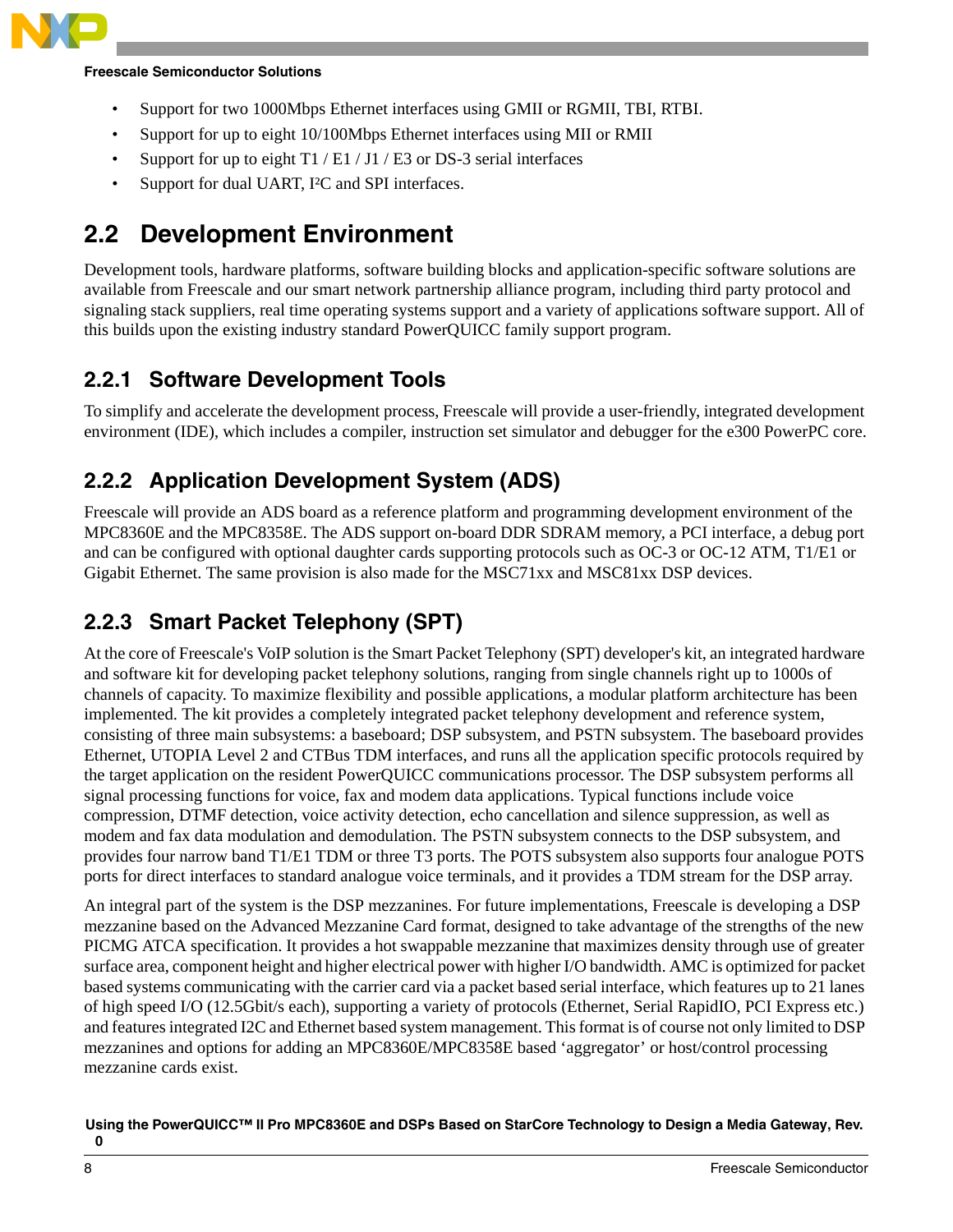- Support for two 1000Mbps Ethernet interfaces using GMII or RGMII, TBI, RTBI.
- Support for up to eight 10/100Mbps Ethernet interfaces using MII or RMII
- Support for up to eight T1 / E1 / J1 / E3 or DS-3 serial interfaces
- Support for dual UART, I²C and SPI interfaces.

## 2.2 Development Environment

Development tools, hardware platforms, software building blocks and application-specific software solutions are available from Freescale and our smart network partnership alliance program, including third party protocol and signaling stack suppliers, real time operating systems support and a variety of applications software support. All of this builds upon the existing industry standard PowerQUICC family support program.

### 2.2.1 Software Development Tools

To simplify and accelerate the development process, Freescale will provide a user-friendly, integrated development environment (IDE), which includes a compiler, instruction set simulator and debugger for the e300 PowerPC core.

### 2.2.2 Application Development System (ADS)

Freescale will provide an ADS board as a reference platform and programming development environment of the MPC8360E and the MPC8358E. The ADS support on-board DDR SDRAM memory, a PCI interface, a debug port and can be configured with optional daughter cards supporting protocols such as OC-3 or OC-12 ATM, T1/E1 or Gigabit Ethernet. The same provision is also made for the MSC71xx and MSC81xx DSP devices.

### 2.2.3 Smart Packet Telephony (SPT)

At the core of Freescale's VoIP solution is the Smart Packet Telephony (SPT) developer's kit, an integrated hardware and software kit for developing packet telephony solutions, ranging from single channels right up to 1000s of channels of capacity. To maximize flexibility and possible applications, a modular platform architecture has been implemented. The kit provides a completely integrated packet telephony development and reference system, consisting of three main subsystems: a baseboard; DSP subsystem, and PSTN subsystem. The baseboard provides Ethernet, UTOPIA Level 2 and CTBus TDM interfaces, and runs all the application specific protocols required by the target application on the resident PowerQUICC communications processor. The DSP subsystem performs all signal processing functions for voice, fax and modem data applications. Typical functions include voice compression, DTMF detection, voice activity detection, echo cancellation and silence suppression, as well as modem and fax data modulation and demodulation. The PSTN subsystem connects to the DSP subsystem, and provides four narrow band T1/E1 TDM or three T3 ports. The POTS subsystem also supports four analogue POTS ports for direct interfaces to standard analogue voice terminals, and it provides a TDM stream for the DSP array.

An integral part of the system is the DSP mezzanines. For future implementations, Freescale is developing a DSP mezzanine based on the Advanced Mezzanine Card format, designed to take advantage of the strengths of the new PICMG ATCA specification. It provides a hot swappable mezzanine that maximizes density through use of greater surface area, component height and higher electrical power with higher I/O bandwidth. AMC is optimized for packet based systems communicating with the carrier card via a packet based serial interface, which features up to 21 lanes of high speed I/O (12.5Gbit/s each), supporting a variety of protocols (Ethernet, Serial RapidIO, PCI Express etc.) and features integrated I2C and Ethernet based system management. This format is of course not only limited to DSP mezzanines and options for adding an MPC8360E/MPC8358E based 'aggregator' or host/control processing mezzanine cards exist.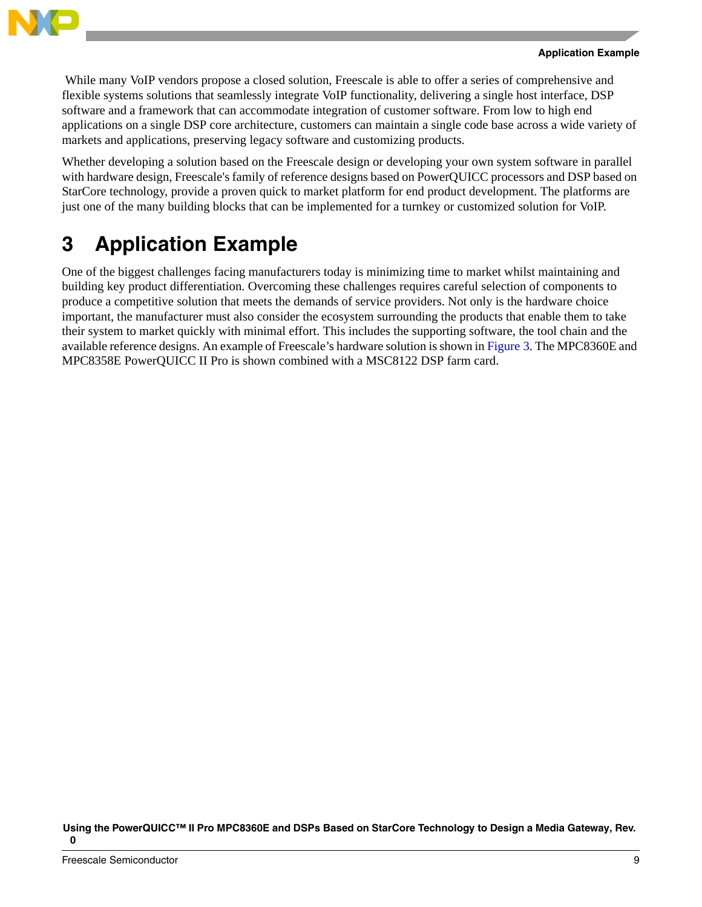While many VoIP vendors propose a closed solution, Freescale is able to offer a series of comprehensive and flexible systems solutions that seamlessly integrate VoIP functionality, delivering a single host interface, DSP software and a framework that can accommodate integration of customer software. From low to high end applications on a single DSP core architecture, customers can maintain a single code base across a wide variety of markets and applications, preserving legacy software and customizing products.

Whether developing a solution based on the Freescale design or developing your own system software in parallel with hardware design, Freescale's family of reference designs based on PowerQUICC processors and DSP based on StarCore technology, provide a proven quick to market platform for end product development. The platforms are just one of the many building blocks that can be implemented for a turnkey or customized solution for VoIP.

# 3 Application Example

One of the biggest challenges facing manufacturers today is minimizing time to market whilst maintaining and building key product differentiation. Overcoming these challenges requires careful selection of components to produce a competitive solution that meets the demands of service providers. Not only is the hardware choice important, the manufacturer must also consider the ecosystem surrounding the products that enable them to take their system to market quickly with minimal effort. This includes the supporting software, the tool chain and the available reference designs. An example of Freescale's hardware solution is shown in Figure 3. The MPC8360E and MPC8358E PowerQUICC II Pro is shown combined with a MSC8122 DSP farm card.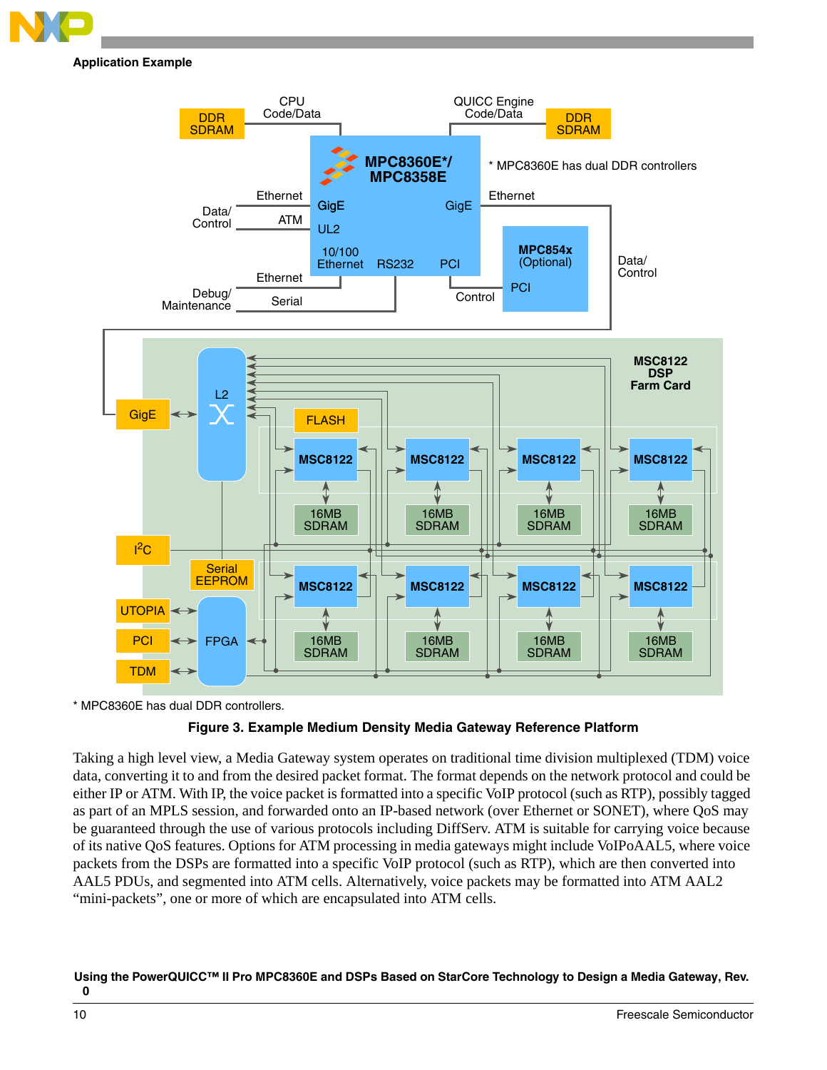**Application Example**

\* MPC8360E has dual DDR controllers.

**Figure 3. Example Medium Density Media Gateway Reference Platform**

Taking a high level view, a Media Gateway system operates on traditional time division multiplexed (TDM) voice data, converting it to and from the desired packet format. The format depends on the network protocol and could be either IP or ATM. With IP, the voice packet is formatted into a specific VoIP protocol (such as RTP), possibly tagged as part of an MPLS session, and forwarded onto an IP-based network (over Ethernet or SONET), where QoS may be guaranteed through the use of various protocols including DiffServ. ATM is suitable for carrying voice because of its native QoS features. Options for ATM processing in media gateways might include VoIPoAAL5, where voice packets from the DSPs are formatted into a specific VoIP protocol (such as RTP), which are then converted into AAL5 PDUs, and segmented into ATM cells. Alternatively, voice packets may be formatted into ATM AAL2 "mini-packets", one or more of which are encapsulated into ATM cells.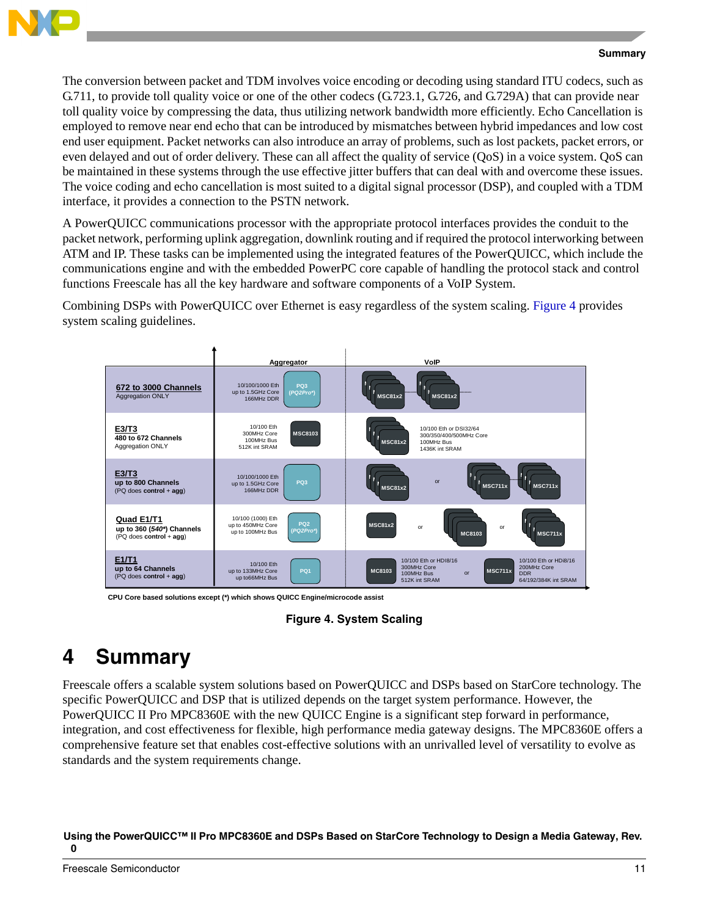The conversion between packet and TDM involves voice encoding or decoding using standard ITU codecs, such as G.711, to provide toll quality voice or one of the other codecs (G.723.1, G.726, and G.729A) that can provide near toll quality voice by compressing the data, thus utilizing network bandwidth more efficiently. Echo Cancellation is employed to remove near end echo that can be introduced by mismatches between hybrid impedances and low cost end user equipment. Packet networks can also introduce an array of problems, such as lost packets, packet errors, or even delayed and out of order delivery. These can all affect the quality of service (QoS) in a voice system. QoS can be maintained in these systems through the use effective jitter buffers that can deal with and overcome these issues. The voice coding and echo cancellation is most suited to a digital signal processor (DSP), and coupled with a TDM interface, it provides a connection to the PSTN network.

A PowerQUICC communications processor with the appropriate protocol interfaces provides the conduit to the packet network, performing uplink aggregation, downlink routing and if required the protocol interworking between ATM and IP. These tasks can be implemented using the integrated features of the PowerQUICC, which include the communications engine and with the embedded PowerPC core capable of handling the protocol stack and control functions Freescale has all the key hardware and software components of a VoIP System.

Combining DSPs with PowerQUICC over Ethernet is easy regardless of the system scaling. Figure 4 provides system scaling guidelines.

| | Aggregator | VoIP |
|---|---|---|
| **672 to 3000 Channels** Aggregation ONLY | 10/100/1000 Eth, up to 1.5GHz Core, 166MHz DDR — PQ3 (*PQ2Pro\**) | MSC81x2, MSC81x2 |
| **E3/T3** **480 to 672 Channels** Aggregation ONLY | 10/100 Eth, 300MHz Core, 100MHz Bus, 512K int SRAM — MSC8103 | MSC81x2 — 10/100 Eth or DSI32/64, 300/350/400/500MHz Core, 100MHz Bus, 1436K int SRAM |
| **E3/T3** **up to 800 Channels** (PQ does **control** + **agg**) | 10/100/1000 Eth, up to 1.5GHz Core, 166MHz DDR — PQ3 | MSC81x2 or MSC711x, MSC711x |
| **Quad E1/T1** **up to 360 (*540\**) Channels** (PQ does **control** + **agg**) | 10/100 (1000) Eth, up to 450MHz Core, up to 100MHz Bus — PQ2 (*PQ2Pro\**) | MSC81x2 or MC8103 or MSC711x |
| **E1/T1** **up to 64 Channels** (PQ does **control** + **agg**) | 10/100 Eth, up to 133MHz Core, up to66MHz Bus — PQ1 | MC8103 — 10/100 Eth or HDI8/16, 300MHz Core, 100MHz Bus, 512K int SRAM or MSC711x — 10/100 Eth or HDI8/16, 200MHz Core, DDR, 64/192/384K int SRAM |

CPU Core based solutions except (*) which shows QUICC Engine/microcode assist

**Figure 4. System Scaling**

# 4 Summary

Freescale offers a scalable system solutions based on PowerQUICC and DSPs based on StarCore technology. The specific PowerQUICC and DSP that is utilized depends on the target system performance. However, the PowerQUICC II Pro MPC8360E with the new QUICC Engine is a significant step forward in performance, integration, and cost effectiveness for flexible, high performance media gateway designs. The MPC8360E offers a comprehensive feature set that enables cost-effective solutions with an unrivalled level of versatility to evolve as standards and the system requirements change.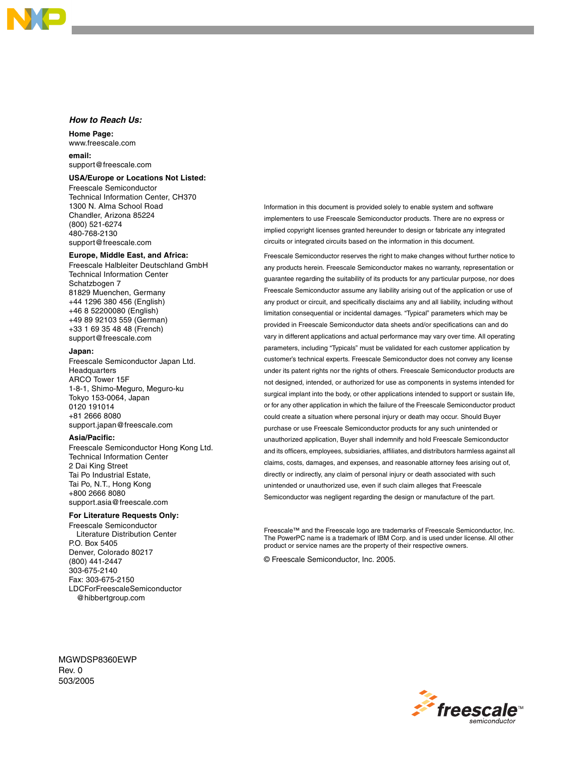***How to Reach Us:***

**Home Page:**
www.freescale.com

**email:**
support@freescale.com

**USA/Europe or Locations Not Listed:**
Freescale Semiconductor
Technical Information Center, CH370
1300 N. Alma School Road
Chandler, Arizona 85224
(800) 521-6274
480-768-2130
support@freescale.com

**Europe, Middle East, and Africa:**
Freescale Halbleiter Deutschland GmbH
Technical Information Center
Schatzbogen 7
81829 Muenchen, Germany
+44 1296 380 456 (English)
+46 8 52200080 (English)
+49 89 92103 559 (German)
+33 1 69 35 48 48 (French)
support@freescale.com

**Japan:**
Freescale Semiconductor Japan Ltd.
Headquarters
ARCO Tower 15F
1-8-1, Shimo-Meguro, Meguro-ku
Tokyo 153-0064, Japan
0120 191014
+81 2666 8080
support.japan@freescale.com

**Asia/Pacific:**
Freescale Semiconductor Hong Kong Ltd.
Technical Information Center
2 Dai King Street
Tai Po Industrial Estate,
Tai Po, N.T., Hong Kong
+800 2666 8080
support.asia@freescale.com

**For Literature Requests Only:**
Freescale Semiconductor
Literature Distribution Center
P.O. Box 5405
Denver, Colorado 80217
(800) 441-2447
303-675-2140
Fax: 303-675-2150
LDCForFreescaleSemiconductor
@hibbertgroup.com

Information in this document is provided solely to enable system and software implementers to use Freescale Semiconductor products. There are no express or implied copyright licenses granted hereunder to design or fabricate any integrated circuits or integrated circuits based on the information in this document.

Freescale Semiconductor reserves the right to make changes without further notice to any products herein. Freescale Semiconductor makes no warranty, representation or guarantee regarding the suitability of its products for any particular purpose, nor does Freescale Semiconductor assume any liability arising out of the application or use of any product or circuit, and specifically disclaims any and all liability, including without limitation consequential or incidental damages. “Typical” parameters which may be provided in Freescale Semiconductor data sheets and/or specifications can and do vary in different applications and actual performance may vary over time. All operating parameters, including “Typicals” must be validated for each customer application by customer’s technical experts. Freescale Semiconductor does not convey any license under its patent rights nor the rights of others. Freescale Semiconductor products are not designed, intended, or authorized for use as components in systems intended for surgical implant into the body, or other applications intended to support or sustain life, or for any other application in which the failure of the Freescale Semiconductor product could create a situation where personal injury or death may occur. Should Buyer purchase or use Freescale Semiconductor products for any such unintended or unauthorized application, Buyer shall indemnify and hold Freescale Semiconductor and its officers, employees, subsidiaries, affiliates, and distributors harmless against all claims, costs, damages, and expenses, and reasonable attorney fees arising out of, directly or indirectly, any claim of personal injury or death associated with such unintended or unauthorized use, even if such claim alleges that Freescale Semiconductor was negligent regarding the design or manufacture of the part.

Freescale™ and the Freescale logo are trademarks of Freescale Semiconductor, Inc. The PowerPC name is a trademark of IBM Corp. and is used under license. All other product or service names are the property of their respective owners.

© Freescale Semiconductor, Inc. 2005.

MGWDSP8360EWP
Rev. 0
503/2005